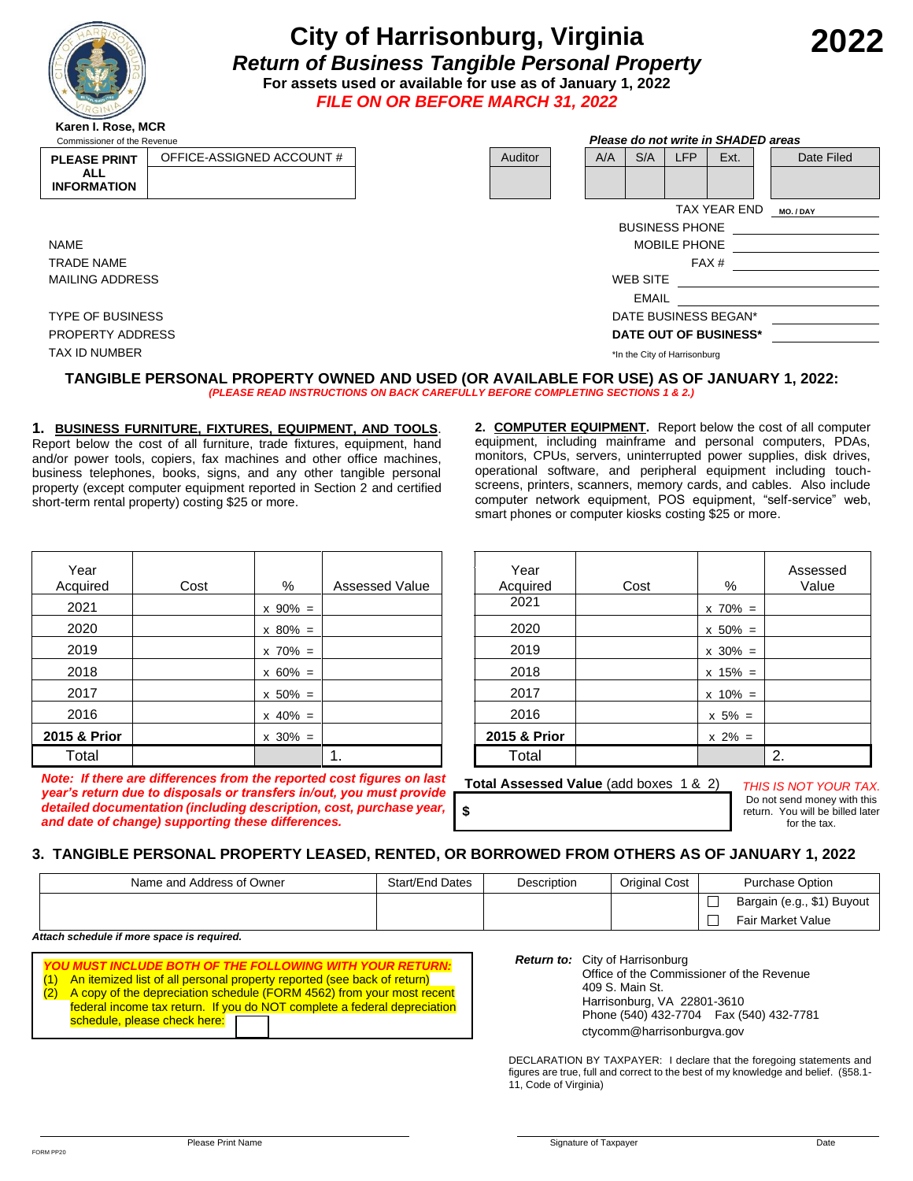# City of Harrisonburg, Virginia

## *Return of Business Tangible Personal Property*

**For assets used or available for use as of January 1, 2022**

***FILE ON OR BEFORE MARCH 31, 2022***

**2022**

**Karen I. Rose, MCR**
Commissioner of the Revenue

| PLEASE PRINT ALL INFORMATION | OFFICE-ASSIGNED ACCOUNT # |
|---|---|
| | |

*Please do not write in SHADED areas*

| Auditor | A/A | S/A | LFP | Ext. | Date Filed |
|---|---|---|---|---|---|
| | | | | | |

TAX YEAR END MO. / DAY

NAME
TRADE NAME
MAILING ADDRESS

TYPE OF BUSINESS
PROPERTY ADDRESS
TAX ID NUMBER

BUSINESS PHONE
MOBILE PHONE
FAX #
WEB SITE
EMAIL
DATE BUSINESS BEGAN*
**DATE OUT OF BUSINESS***

*In the City of Harrisonburg

## TANGIBLE PERSONAL PROPERTY OWNED AND USED (OR AVAILABLE FOR USE) AS OF JANUARY 1, 2022:

***(PLEASE READ INSTRUCTIONS ON BACK CAREFULLY BEFORE COMPLETING SECTIONS 1 & 2.)***

**1. BUSINESS FURNITURE, FIXTURES, EQUIPMENT, AND TOOLS**. Report below the cost of all furniture, trade fixtures, equipment, hand and/or power tools, copiers, fax machines and other office machines, business telephones, books, signs, and any other tangible personal property (except computer equipment reported in Section 2 and certified short-term rental property) costing $25 or more.

| Year Acquired | Cost | % | Assessed Value |
|---|---|---|---|
| 2021 | | x 90% = | |
| 2020 | | x 80% = | |
| 2019 | | x 70% = | |
| 2018 | | x 60% = | |
| 2017 | | x 50% = | |
| 2016 | | x 40% = | |
| **2015 & Prior** | | x 30% = | |
| Total | | | 1. |

***Note: If there are differences from the reported cost figures on last year's return due to disposals or transfers in/out, you must provide detailed documentation (including description, cost, purchase year, and date of change) supporting these differences.***

**2. COMPUTER EQUIPMENT.** Report below the cost of all computer equipment, including mainframe and personal computers, PDAs, monitors, CPUs, servers, uninterrupted power supplies, disk drives, operational software, and peripheral equipment including touch-screens, printers, scanners, memory cards, and cables. Also include computer network equipment, POS equipment, "self-service" web, smart phones or computer kiosks costing $25 or more.

| Year Acquired | Cost | % | Assessed Value |
|---|---|---|---|
| 2021 | | x 70% = | |
| 2020 | | x 50% = | |
| 2019 | | x 30% = | |
| 2018 | | x 15% = | |
| 2017 | | x 10% = | |
| 2016 | | x 5% = | |
| **2015 & Prior** | | x 2% = | |
| Total | | | 2. |

**Total Assessed Value** (add boxes 1 & 2)

**$**

*THIS IS NOT YOUR TAX.* Do not send money with this return. You will be billed later for the tax.

## 3. TANGIBLE PERSONAL PROPERTY LEASED, RENTED, OR BORROWED FROM OTHERS AS OF JANUARY 1, 2022

| Name and Address of Owner | Start/End Dates | Description | Original Cost | Purchase Option |
|---|---|---|---|---|
| | | | | ☐ Bargain (e.g., $1) Buyout<br>☐ Fair Market Value |

***Attach schedule if more space is required.***

***YOU MUST INCLUDE BOTH OF THE FOLLOWING WITH YOUR RETURN:***
(1) An itemized list of all personal property reported (see back of return)
(2) A copy of the depreciation schedule (FORM 4562) from your most recent federal income tax return. If you do NOT complete a federal depreciation schedule, please check here: ☐

***Return to:*** City of Harrisonburg
Office of the Commissioner of the Revenue
409 S. Main St.
Harrisonburg, VA 22801-3610
Phone (540) 432-7704 Fax (540) 432-7781
ctycomm@harrisonburgva.gov

DECLARATION BY TAXPAYER: I declare that the foregoing statements and figures are true, full and correct to the best of my knowledge and belief. (§58.1-11, Code of Virginia)

Please Print Name

Signature of Taxpayer | Date

FORM PP20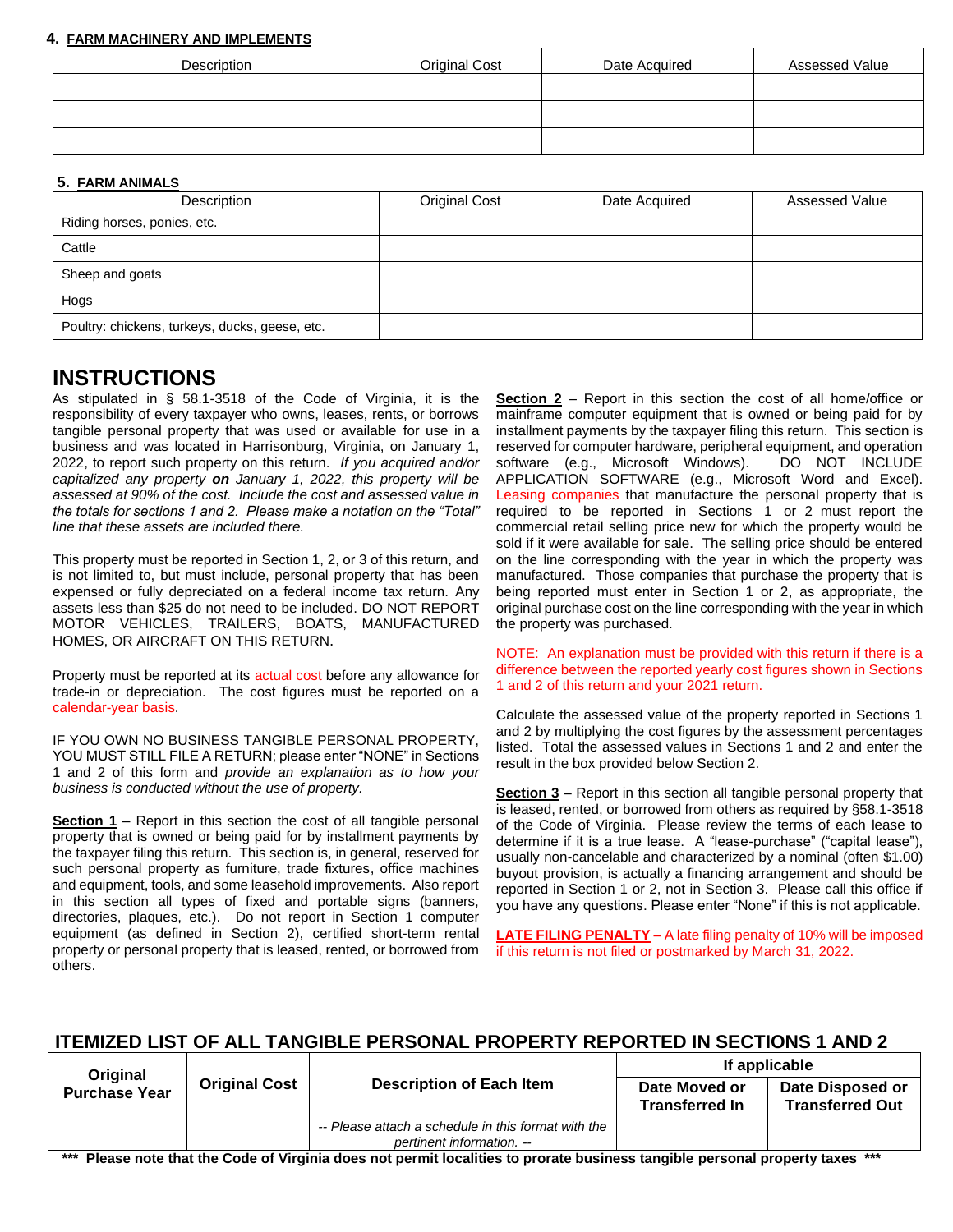**4. FARM MACHINERY AND IMPLEMENTS**

| Description | Original Cost | Date Acquired | Assessed Value |
|---|---|---|---|
| | | | |
| | | | |
| | | | |

**5. FARM ANIMALS**

| Description | Original Cost | Date Acquired | Assessed Value |
|---|---|---|---|
| Riding horses, ponies, etc. | | | |
| Cattle | | | |
| Sheep and goats | | | |
| Hogs | | | |
| Poultry: chickens, turkeys, ducks, geese, etc. | | | |

# INSTRUCTIONS

As stipulated in § 58.1-3518 of the Code of Virginia, it is the responsibility of every taxpayer who owns, leases, rents, or borrows tangible personal property that was used or available for use in a business and was located in Harrisonburg, Virginia, on January 1, 2022, to report such property on this return. *If you acquired and/or capitalized any property **on** January 1, 2022, this property will be assessed at 90% of the cost. Include the cost and assessed value in the totals for sections 1 and 2. Please make a notation on the "Total" line that these assets are included there.*

This property must be reported in Section 1, 2, or 3 of this return, and is not limited to, but must include, personal property that has been expensed or fully depreciated on a federal income tax return. Any assets less than $25 do not need to be included. DO NOT REPORT MOTOR VEHICLES, TRAILERS, BOATS, MANUFACTURED HOMES, OR AIRCRAFT ON THIS RETURN.

Property must be reported at its actual cost before any allowance for trade-in or depreciation. The cost figures must be reported on a calendar-year basis.

IF YOU OWN NO BUSINESS TANGIBLE PERSONAL PROPERTY, YOU MUST STILL FILE A RETURN; please enter "NONE" in Sections 1 and 2 of this form and *provide an explanation as to how your business is conducted without the use of property.*

**Section 1** – Report in this section the cost of all tangible personal property that is owned or being paid for by installment payments by the taxpayer filing this return. This section is, in general, reserved for such personal property as furniture, trade fixtures, office machines and equipment, tools, and some leasehold improvements. Also report in this section all types of fixed and portable signs (banners, directories, plaques, etc.). Do not report in Section 1 computer equipment (as defined in Section 2), certified short-term rental property or personal property that is leased, rented, or borrowed from others.

**Section 2** – Report in this section the cost of all home/office or mainframe computer equipment that is owned or being paid for by installment payments by the taxpayer filing this return. This section is reserved for computer hardware, peripheral equipment, and operation software (e.g., Microsoft Windows). DO NOT INCLUDE APPLICATION SOFTWARE (e.g., Microsoft Word and Excel). Leasing companies that manufacture the personal property that is required to be reported in Sections 1 or 2 must report the commercial retail selling price new for which the property would be sold if it were available for sale. The selling price should be entered on the line corresponding with the year in which the property was manufactured. Those companies that purchase the property that is being reported must enter in Section 1 or 2, as appropriate, the original purchase cost on the line corresponding with the year in which the property was purchased.

NOTE: An explanation must be provided with this return if there is a difference between the reported yearly cost figures shown in Sections 1 and 2 of this return and your 2021 return.

Calculate the assessed value of the property reported in Sections 1 and 2 by multiplying the cost figures by the assessment percentages listed. Total the assessed values in Sections 1 and 2 and enter the result in the box provided below Section 2.

**Section 3** – Report in this section all tangible personal property that is leased, rented, or borrowed from others as required by §58.1-3518 of the Code of Virginia. Please review the terms of each lease to determine if it is a true lease. A "lease-purchase" ("capital lease"), usually non-cancelable and characterized by a nominal (often $1.00) buyout provision, is actually a financing arrangement and should be reported in Section 1 or 2, not in Section 3. Please call this office if you have any questions. Please enter "None" if this is not applicable.

**LATE FILING PENALTY** – A late filing penalty of 10% will be imposed if this return is not filed or postmarked by March 31, 2022.

## ITEMIZED LIST OF ALL TANGIBLE PERSONAL PROPERTY REPORTED IN SECTIONS 1 AND 2

| Original Purchase Year | Original Cost | Description of Each Item | If applicable | |
|---|---|---|---|---|
| | | | Date Moved or Transferred In | Date Disposed or Transferred Out |
| | | *-- Please attach a schedule in this format with the pertinent information. --* | | |

**\*\*\* Please note that the Code of Virginia does not permit localities to prorate business tangible personal property taxes \*\*\***